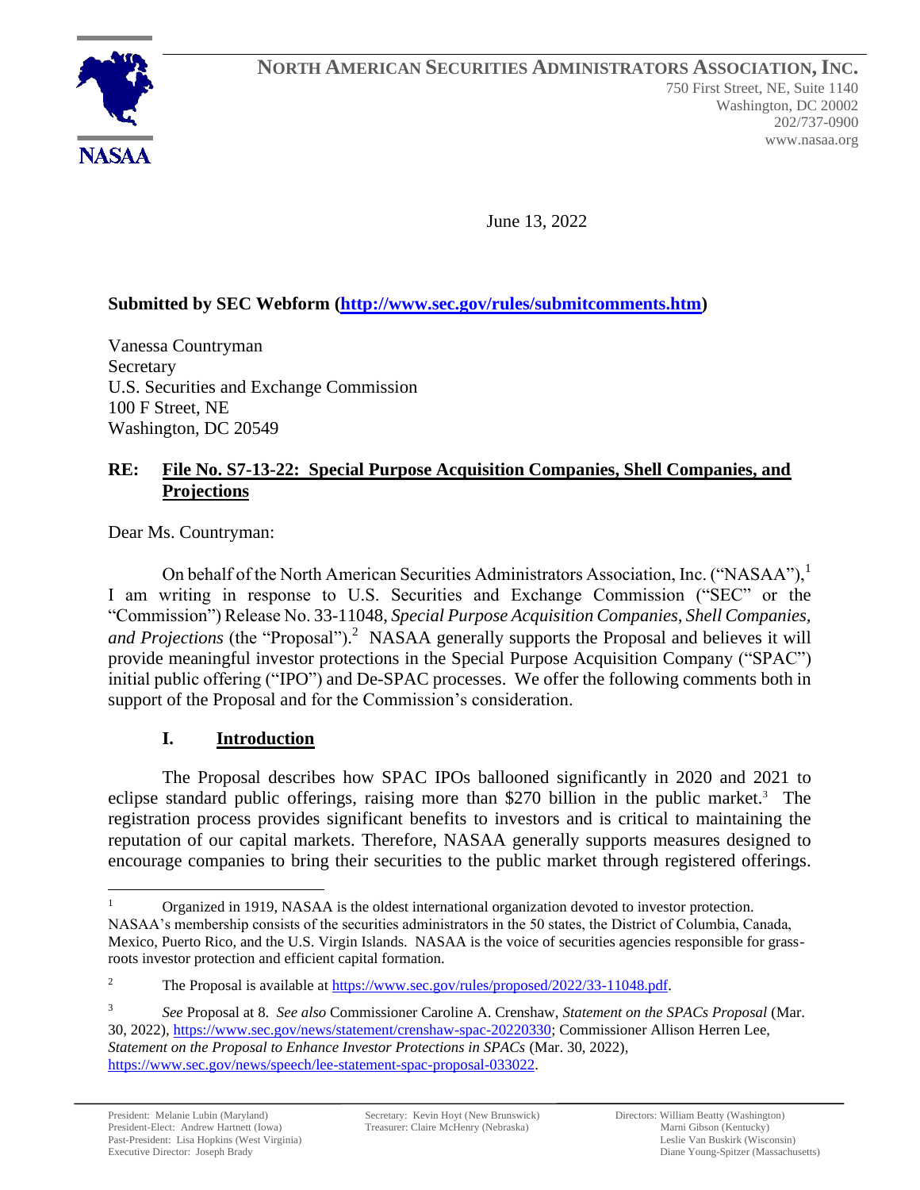**NORTH AMERICAN SECURITIES ADMINISTRATORS ASSOCIATION, INC.**

750 First Street, NE, Suite 1140
Washington, DC 20002
202/737-0900
www.nasaa.org

NASAA

June 13, 2022

**Submitted by SEC Webform (http://www.sec.gov/rules/submitcomments.htm)**

Vanessa Countryman
Secretary
U.S. Securities and Exchange Commission
100 F Street, NE
Washington, DC 20549

**RE: File No. S7-13-22: Special Purpose Acquisition Companies, Shell Companies, and Projections**

Dear Ms. Countryman:

On behalf of the North American Securities Administrators Association, Inc. ("NASAA"),[1] I am writing in response to U.S. Securities and Exchange Commission ("SEC" or the "Commission") Release No. 33-11048, *Special Purpose Acquisition Companies, Shell Companies, and Projections* (the "Proposal").[2] NASAA generally supports the Proposal and believes it will provide meaningful investor protections in the Special Purpose Acquisition Company ("SPAC") initial public offering ("IPO") and De-SPAC processes. We offer the following comments both in support of the Proposal and for the Commission's consideration.

## I. Introduction

The Proposal describes how SPAC IPOs ballooned significantly in 2020 and 2021 to eclipse standard public offerings, raising more than $270 billion in the public market.[3] The registration process provides significant benefits to investors and is critical to maintaining the reputation of our capital markets. Therefore, NASAA generally supports measures designed to encourage companies to bring their securities to the public market through registered offerings.

---

[1] Organized in 1919, NASAA is the oldest international organization devoted to investor protection. NASAA's membership consists of the securities administrators in the 50 states, the District of Columbia, Canada, Mexico, Puerto Rico, and the U.S. Virgin Islands. NASAA is the voice of securities agencies responsible for grass-roots investor protection and efficient capital formation.

[2] The Proposal is available at https://www.sec.gov/rules/proposed/2022/33-11048.pdf.

[3] *See* Proposal at 8. *See also* Commissioner Caroline A. Crenshaw, *Statement on the SPACs Proposal* (Mar. 30, 2022), https://www.sec.gov/news/statement/crenshaw-spac-20220330; Commissioner Allison Herren Lee, *Statement on the Proposal to Enhance Investor Protections in SPACs* (Mar. 30, 2022), https://www.sec.gov/news/speech/lee-statement-spac-proposal-033022.

President: Melanie Lubin (Maryland)
President-Elect: Andrew Hartnett (Iowa)
Past-President: Lisa Hopkins (West Virginia)
Executive Director: Joseph Brady

Secretary: Kevin Hoyt (New Brunswick)
Treasurer: Claire McHenry (Nebraska)

Directors: William Beatty (Washington)
Marni Gibson (Kentucky)
Leslie Van Buskirk (Wisconsin)
Diane Young-Spitzer (Massachusetts)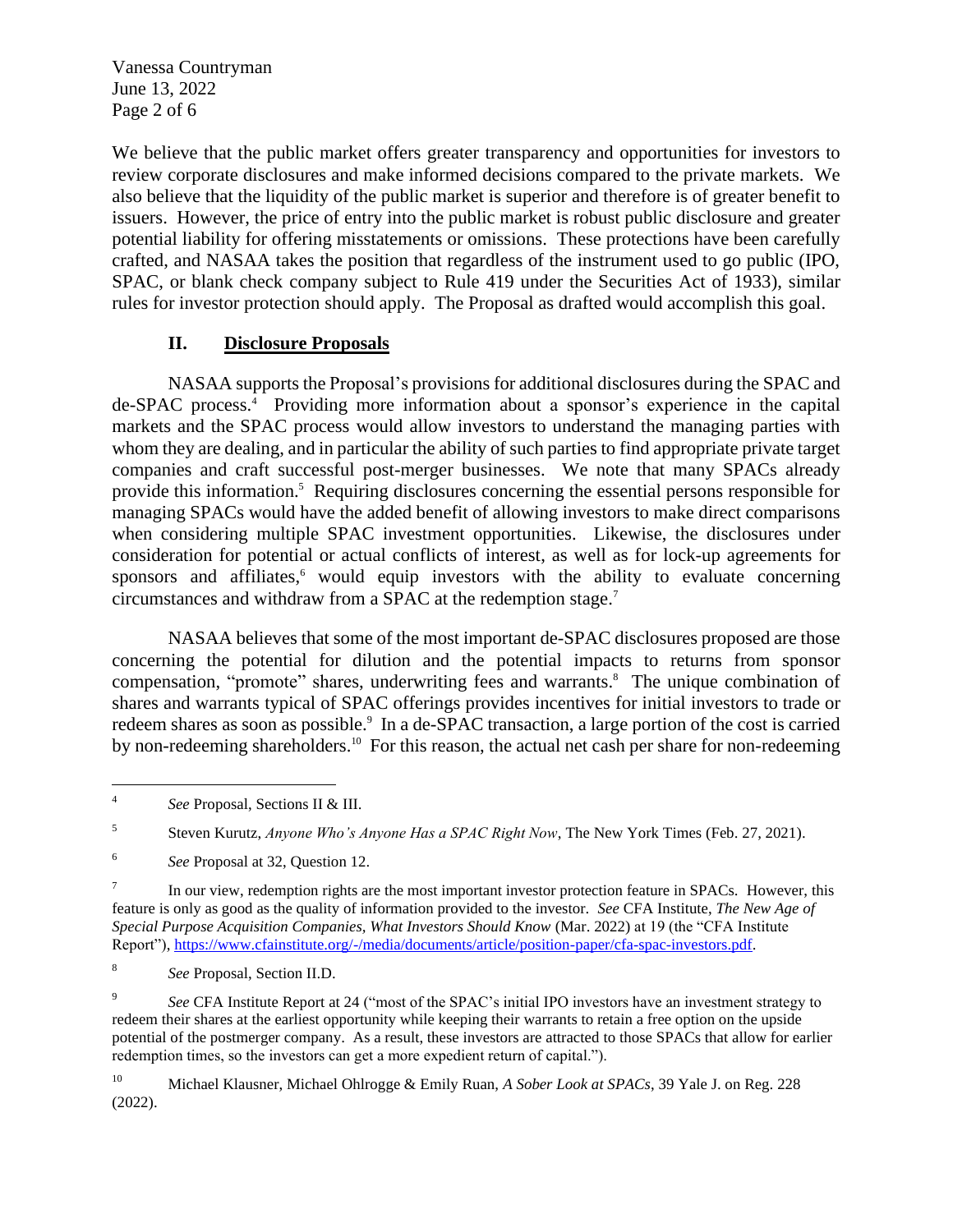We believe that the public market offers greater transparency and opportunities for investors to review corporate disclosures and make informed decisions compared to the private markets. We also believe that the liquidity of the public market is superior and therefore is of greater benefit to issuers. However, the price of entry into the public market is robust public disclosure and greater potential liability for offering misstatements or omissions. These protections have been carefully crafted, and NASAA takes the position that regardless of the instrument used to go public (IPO, SPAC, or blank check company subject to Rule 419 under the Securities Act of 1933), similar rules for investor protection should apply. The Proposal as drafted would accomplish this goal.

## II. Disclosure Proposals

NASAA supports the Proposal's provisions for additional disclosures during the SPAC and de-SPAC process.[4] Providing more information about a sponsor's experience in the capital markets and the SPAC process would allow investors to understand the managing parties with whom they are dealing, and in particular the ability of such parties to find appropriate private target companies and craft successful post-merger businesses. We note that many SPACs already provide this information.[5] Requiring disclosures concerning the essential persons responsible for managing SPACs would have the added benefit of allowing investors to make direct comparisons when considering multiple SPAC investment opportunities. Likewise, the disclosures under consideration for potential or actual conflicts of interest, as well as for lock-up agreements for sponsors and affiliates,[6] would equip investors with the ability to evaluate concerning circumstances and withdraw from a SPAC at the redemption stage.[7]

NASAA believes that some of the most important de-SPAC disclosures proposed are those concerning the potential for dilution and the potential impacts to returns from sponsor compensation, "promote" shares, underwriting fees and warrants.[8] The unique combination of shares and warrants typical of SPAC offerings provides incentives for initial investors to trade or redeem shares as soon as possible.[9] In a de-SPAC transaction, a large portion of the cost is carried by non-redeeming shareholders.[10] For this reason, the actual net cash per share for non-redeeming

---

[4] *See* Proposal, Sections II & III.

[5] Steven Kurutz, *Anyone Who's Anyone Has a SPAC Right Now*, The New York Times (Feb. 27, 2021).

[6] *See* Proposal at 32, Question 12.

[7] In our view, redemption rights are the most important investor protection feature in SPACs. However, this feature is only as good as the quality of information provided to the investor. *See* CFA Institute, *The New Age of Special Purpose Acquisition Companies, What Investors Should Know* (Mar. 2022) at 19 (the "CFA Institute Report"), https://www.cfainstitute.org/-/media/documents/article/position-paper/cfa-spac-investors.pdf.

[8] *See* Proposal, Section II.D.

[9] *See* CFA Institute Report at 24 ("most of the SPAC's initial IPO investors have an investment strategy to redeem their shares at the earliest opportunity while keeping their warrants to retain a free option on the upside potential of the postmerger company. As a result, these investors are attracted to those SPACs that allow for earlier redemption times, so the investors can get a more expedient return of capital.").

[10] Michael Klausner, Michael Ohlrogge & Emily Ruan, *A Sober Look at SPACs*, 39 Yale J. on Reg. 228 (2022).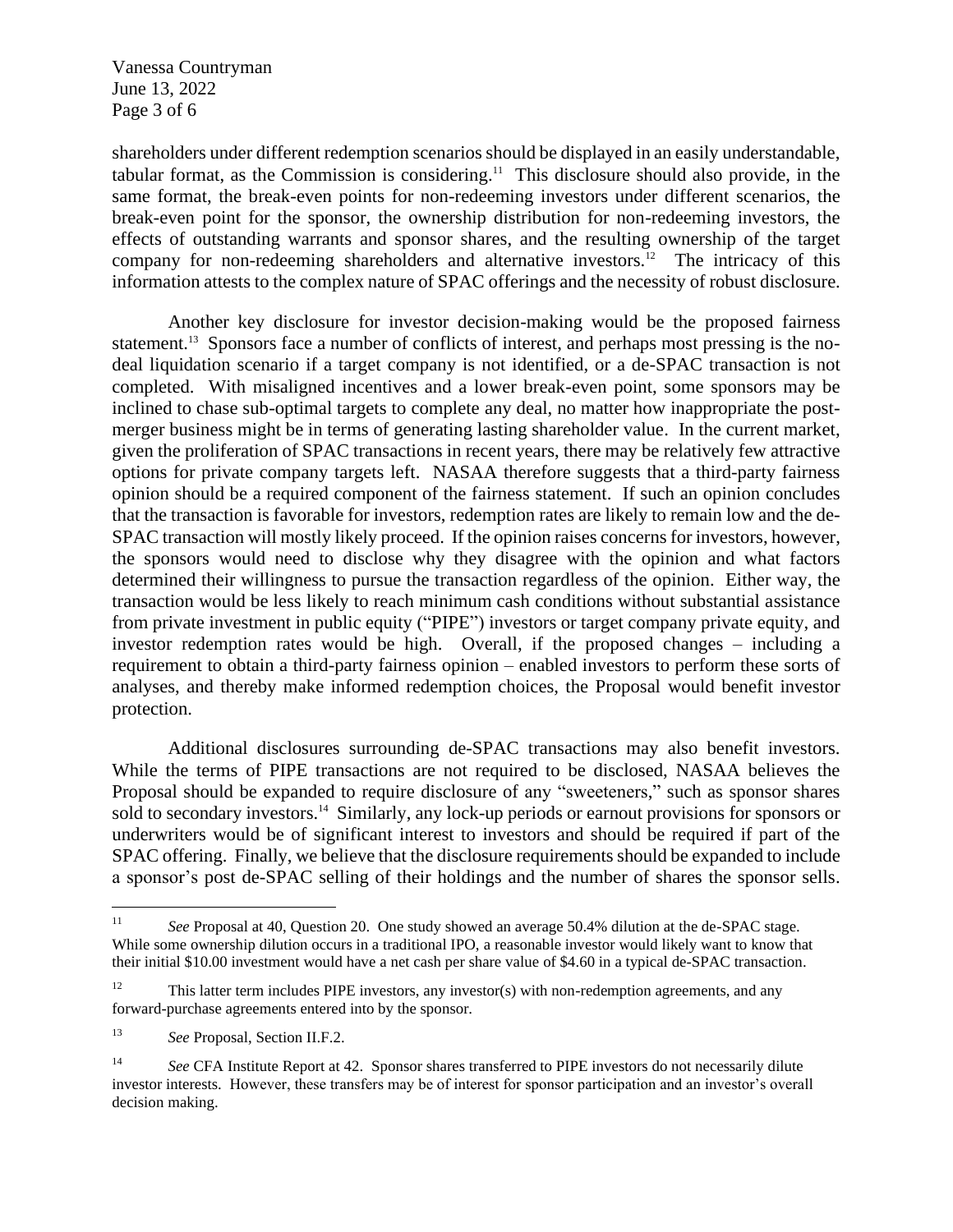shareholders under different redemption scenarios should be displayed in an easily understandable, tabular format, as the Commission is considering.[11] This disclosure should also provide, in the same format, the break-even points for non-redeeming investors under different scenarios, the break-even point for the sponsor, the ownership distribution for non-redeeming investors, the effects of outstanding warrants and sponsor shares, and the resulting ownership of the target company for non-redeeming shareholders and alternative investors.[12] The intricacy of this information attests to the complex nature of SPAC offerings and the necessity of robust disclosure.

Another key disclosure for investor decision-making would be the proposed fairness statement.[13] Sponsors face a number of conflicts of interest, and perhaps most pressing is the no-deal liquidation scenario if a target company is not identified, or a de-SPAC transaction is not completed. With misaligned incentives and a lower break-even point, some sponsors may be inclined to chase sub-optimal targets to complete any deal, no matter how inappropriate the post-merger business might be in terms of generating lasting shareholder value. In the current market, given the proliferation of SPAC transactions in recent years, there may be relatively few attractive options for private company targets left. NASAA therefore suggests that a third-party fairness opinion should be a required component of the fairness statement. If such an opinion concludes that the transaction is favorable for investors, redemption rates are likely to remain low and the de-SPAC transaction will mostly likely proceed. If the opinion raises concerns for investors, however, the sponsors would need to disclose why they disagree with the opinion and what factors determined their willingness to pursue the transaction regardless of the opinion. Either way, the transaction would be less likely to reach minimum cash conditions without substantial assistance from private investment in public equity ("PIPE") investors or target company private equity, and investor redemption rates would be high. Overall, if the proposed changes – including a requirement to obtain a third-party fairness opinion – enabled investors to perform these sorts of analyses, and thereby make informed redemption choices, the Proposal would benefit investor protection.

Additional disclosures surrounding de-SPAC transactions may also benefit investors. While the terms of PIPE transactions are not required to be disclosed, NASAA believes the Proposal should be expanded to require disclosure of any "sweeteners," such as sponsor shares sold to secondary investors.[14] Similarly, any lock-up periods or earnout provisions for sponsors or underwriters would be of significant interest to investors and should be required if part of the SPAC offering. Finally, we believe that the disclosure requirements should be expanded to include a sponsor's post de-SPAC selling of their holdings and the number of shares the sponsor sells.

---

[11] *See* Proposal at 40, Question 20. One study showed an average 50.4% dilution at the de-SPAC stage. While some ownership dilution occurs in a traditional IPO, a reasonable investor would likely want to know that their initial $10.00 investment would have a net cash per share value of $4.60 in a typical de-SPAC transaction.

[12] This latter term includes PIPE investors, any investor(s) with non-redemption agreements, and any forward-purchase agreements entered into by the sponsor.

[13] *See* Proposal, Section II.F.2.

[14] *See* CFA Institute Report at 42. Sponsor shares transferred to PIPE investors do not necessarily dilute investor interests. However, these transfers may be of interest for sponsor participation and an investor's overall decision making.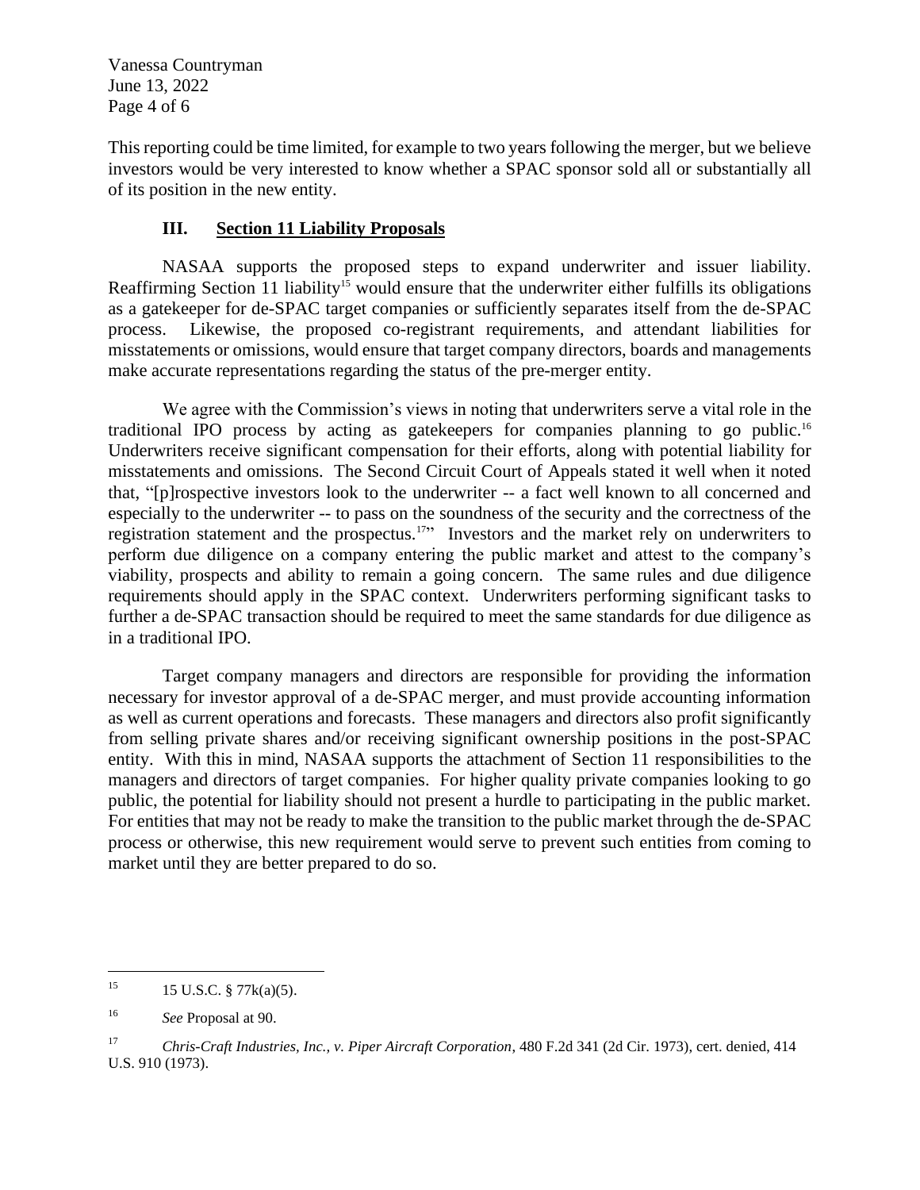This reporting could be time limited, for example to two years following the merger, but we believe investors would be very interested to know whether a SPAC sponsor sold all or substantially all of its position in the new entity.

## III. Section 11 Liability Proposals

NASAA supports the proposed steps to expand underwriter and issuer liability. Reaffirming Section 11 liability[15] would ensure that the underwriter either fulfills its obligations as a gatekeeper for de-SPAC target companies or sufficiently separates itself from the de-SPAC process. Likewise, the proposed co-registrant requirements, and attendant liabilities for misstatements or omissions, would ensure that target company directors, boards and managements make accurate representations regarding the status of the pre-merger entity.

We agree with the Commission's views in noting that underwriters serve a vital role in the traditional IPO process by acting as gatekeepers for companies planning to go public.[16] Underwriters receive significant compensation for their efforts, along with potential liability for misstatements and omissions. The Second Circuit Court of Appeals stated it well when it noted that, "[p]rospective investors look to the underwriter -- a fact well known to all concerned and especially to the underwriter -- to pass on the soundness of the security and the correctness of the registration statement and the prospectus.[17]" Investors and the market rely on underwriters to perform due diligence on a company entering the public market and attest to the company's viability, prospects and ability to remain a going concern. The same rules and due diligence requirements should apply in the SPAC context. Underwriters performing significant tasks to further a de-SPAC transaction should be required to meet the same standards for due diligence as in a traditional IPO.

Target company managers and directors are responsible for providing the information necessary for investor approval of a de-SPAC merger, and must provide accounting information as well as current operations and forecasts. These managers and directors also profit significantly from selling private shares and/or receiving significant ownership positions in the post-SPAC entity. With this in mind, NASAA supports the attachment of Section 11 responsibilities to the managers and directors of target companies. For higher quality private companies looking to go public, the potential for liability should not present a hurdle to participating in the public market. For entities that may not be ready to make the transition to the public market through the de-SPAC process or otherwise, this new requirement would serve to prevent such entities from coming to market until they are better prepared to do so.

---

[15] 15 U.S.C. § 77k(a)(5).

[16] *See* Proposal at 90.

[17] *Chris-Craft Industries, Inc., v. Piper Aircraft Corporation*, 480 F.2d 341 (2d Cir. 1973), cert. denied, 414 U.S. 910 (1973).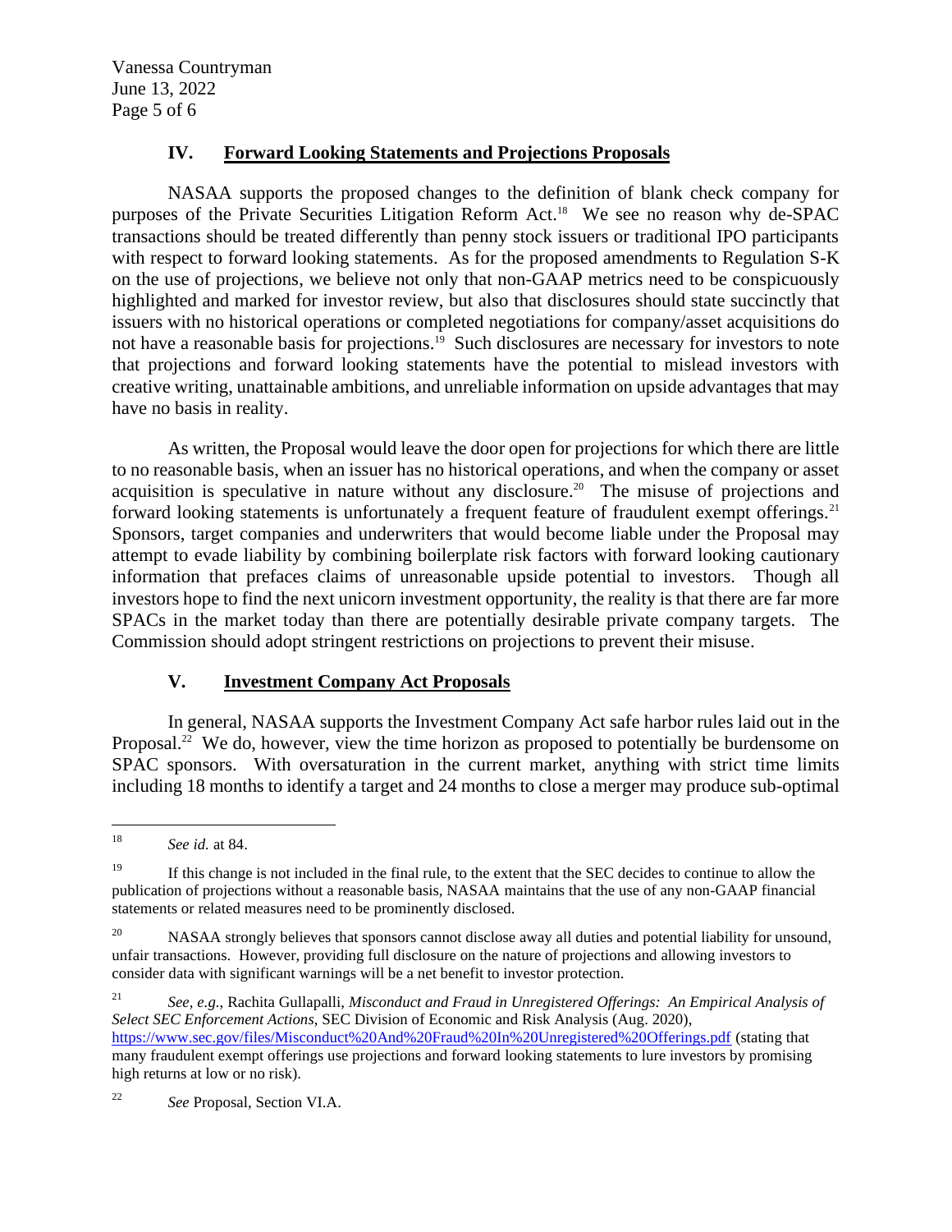## IV. Forward Looking Statements and Projections Proposals

NASAA supports the proposed changes to the definition of blank check company for purposes of the Private Securities Litigation Reform Act.[18] We see no reason why de-SPAC transactions should be treated differently than penny stock issuers or traditional IPO participants with respect to forward looking statements. As for the proposed amendments to Regulation S-K on the use of projections, we believe not only that non-GAAP metrics need to be conspicuously highlighted and marked for investor review, but also that disclosures should state succinctly that issuers with no historical operations or completed negotiations for company/asset acquisitions do not have a reasonable basis for projections.[19] Such disclosures are necessary for investors to note that projections and forward looking statements have the potential to mislead investors with creative writing, unattainable ambitions, and unreliable information on upside advantages that may have no basis in reality.

As written, the Proposal would leave the door open for projections for which there are little to no reasonable basis, when an issuer has no historical operations, and when the company or asset acquisition is speculative in nature without any disclosure.[20] The misuse of projections and forward looking statements is unfortunately a frequent feature of fraudulent exempt offerings.[21] Sponsors, target companies and underwriters that would become liable under the Proposal may attempt to evade liability by combining boilerplate risk factors with forward looking cautionary information that prefaces claims of unreasonable upside potential to investors. Though all investors hope to find the next unicorn investment opportunity, the reality is that there are far more SPACs in the market today than there are potentially desirable private company targets. The Commission should adopt stringent restrictions on projections to prevent their misuse.

## V. Investment Company Act Proposals

In general, NASAA supports the Investment Company Act safe harbor rules laid out in the Proposal.[22] We do, however, view the time horizon as proposed to potentially be burdensome on SPAC sponsors. With oversaturation in the current market, anything with strict time limits including 18 months to identify a target and 24 months to close a merger may produce sub-optimal

---

[18] *See id.* at 84.

[19] If this change is not included in the final rule, to the extent that the SEC decides to continue to allow the publication of projections without a reasonable basis, NASAA maintains that the use of any non-GAAP financial statements or related measures need to be prominently disclosed.

[20] NASAA strongly believes that sponsors cannot disclose away all duties and potential liability for unsound, unfair transactions. However, providing full disclosure on the nature of projections and allowing investors to consider data with significant warnings will be a net benefit to investor protection.

[21] *See, e.g.,* Rachita Gullapalli, *Misconduct and Fraud in Unregistered Offerings: An Empirical Analysis of Select SEC Enforcement Actions*, SEC Division of Economic and Risk Analysis (Aug. 2020), https://www.sec.gov/files/Misconduct%20And%20Fraud%20In%20Unregistered%20Offerings.pdf (stating that many fraudulent exempt offerings use projections and forward looking statements to lure investors by promising high returns at low or no risk).

[22] *See* Proposal, Section VI.A.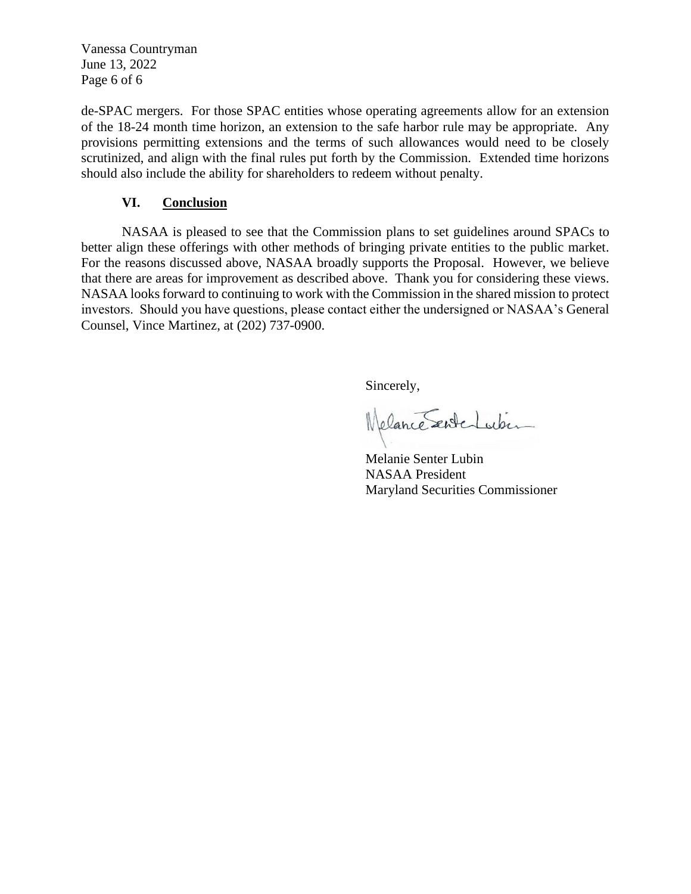de-SPAC mergers. For those SPAC entities whose operating agreements allow for an extension of the 18-24 month time horizon, an extension to the safe harbor rule may be appropriate. Any provisions permitting extensions and the terms of such allowances would need to be closely scrutinized, and align with the final rules put forth by the Commission. Extended time horizons should also include the ability for shareholders to redeem without penalty.

## VI. Conclusion

NASAA is pleased to see that the Commission plans to set guidelines around SPACs to better align these offerings with other methods of bringing private entities to the public market. For the reasons discussed above, NASAA broadly supports the Proposal. However, we believe that there are areas for improvement as described above. Thank you for considering these views. NASAA looks forward to continuing to work with the Commission in the shared mission to protect investors. Should you have questions, please contact either the undersigned or NASAA's General Counsel, Vince Martinez, at (202) 737-0900.

Sincerely,

Melanie Senter Lubin
NASAA President
Maryland Securities Commissioner